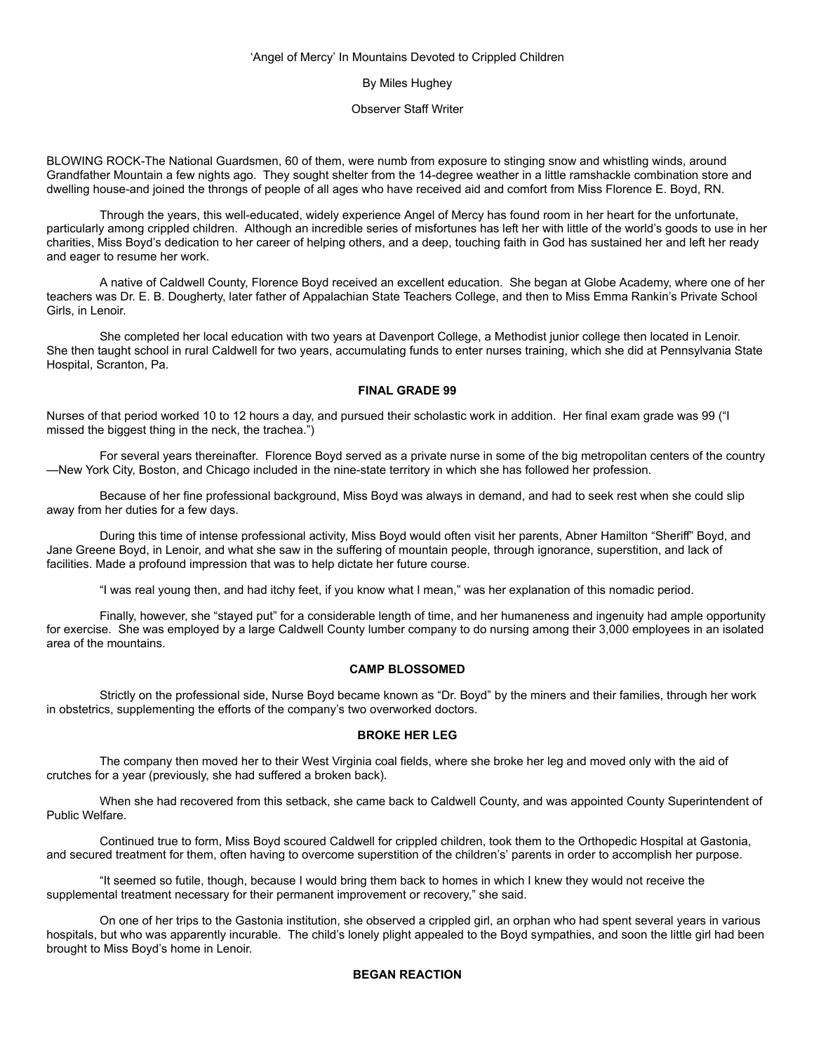‘Angel of Mercy’ In Mountains Devoted to Crippled Children

By Miles Hughey

Observer Staff Writer

BLOWING ROCK-The National Guardsmen, 60 of them, were numb from exposure to stinging snow and whistling winds, around Grandfather Mountain a few nights ago. They sought shelter from the 14-degree weather in a little ramshackle combination store and dwelling house-and joined the throngs of people of all ages who have received aid and comfort from Miss Florence E. Boyd, RN.

Through the years, this well-educated, widely experience Angel of Mercy has found room in her heart for the unfortunate, particularly among crippled children. Although an incredible series of misfortunes has left her with little of the world’s goods to use in her charities, Miss Boyd’s dedication to her career of helping others, and a deep, touching faith in God has sustained her and left her ready and eager to resume her work.

A native of Caldwell County, Florence Boyd received an excellent education. She began at Globe Academy, where one of her teachers was Dr. E. B. Dougherty, later father of Appalachian State Teachers College, and then to Miss Emma Rankin’s Private School Girls, in Lenoir.

She completed her local education with two years at Davenport College, a Methodist junior college then located in Lenoir. She then taught school in rural Caldwell for two years, accumulating funds to enter nurses training, which she did at Pennsylvania State Hospital, Scranton, Pa.

**FINAL GRADE 99**

Nurses of that period worked 10 to 12 hours a day, and pursued their scholastic work in addition. Her final exam grade was 99 (“I missed the biggest thing in the neck, the trachea.”)

For several years thereinafter. Florence Boyd served as a private nurse in some of the big metropolitan centers of the country—New York City, Boston, and Chicago included in the nine-state territory in which she has followed her profession.

Because of her fine professional background, Miss Boyd was always in demand, and had to seek rest when she could slip away from her duties for a few days.

During this time of intense professional activity, Miss Boyd would often visit her parents, Abner Hamilton “Sheriff” Boyd, and Jane Greene Boyd, in Lenoir, and what she saw in the suffering of mountain people, through ignorance, superstition, and lack of facilities. Made a profound impression that was to help dictate her future course.

“I was real young then, and had itchy feet, if you know what I mean,” was her explanation of this nomadic period.

Finally, however, she “stayed put” for a considerable length of time, and her humaneness and ingenuity had ample opportunity for exercise. She was employed by a large Caldwell County lumber company to do nursing among their 3,000 employees in an isolated area of the mountains.

**CAMP BLOSSOMED**

Strictly on the professional side, Nurse Boyd became known as “Dr. Boyd” by the miners and their families, through her work in obstetrics, supplementing the efforts of the company’s two overworked doctors.

**BROKE HER LEG**

The company then moved her to their West Virginia coal fields, where she broke her leg and moved only with the aid of crutches for a year (previously, she had suffered a broken back).

When she had recovered from this setback, she came back to Caldwell County, and was appointed County Superintendent of Public Welfare.

Continued true to form, Miss Boyd scoured Caldwell for crippled children, took them to the Orthopedic Hospital at Gastonia, and secured treatment for them, often having to overcome superstition of the children’s’ parents in order to accomplish her purpose.

“It seemed so futile, though, because I would bring them back to homes in which I knew they would not receive the supplemental treatment necessary for their permanent improvement or recovery,” she said.

On one of her trips to the Gastonia institution, she observed a crippled girl, an orphan who had spent several years in various hospitals, but who was apparently incurable. The child’s lonely plight appealed to the Boyd sympathies, and soon the little girl had been brought to Miss Boyd’s home in Lenoir.

**BEGAN REACTION**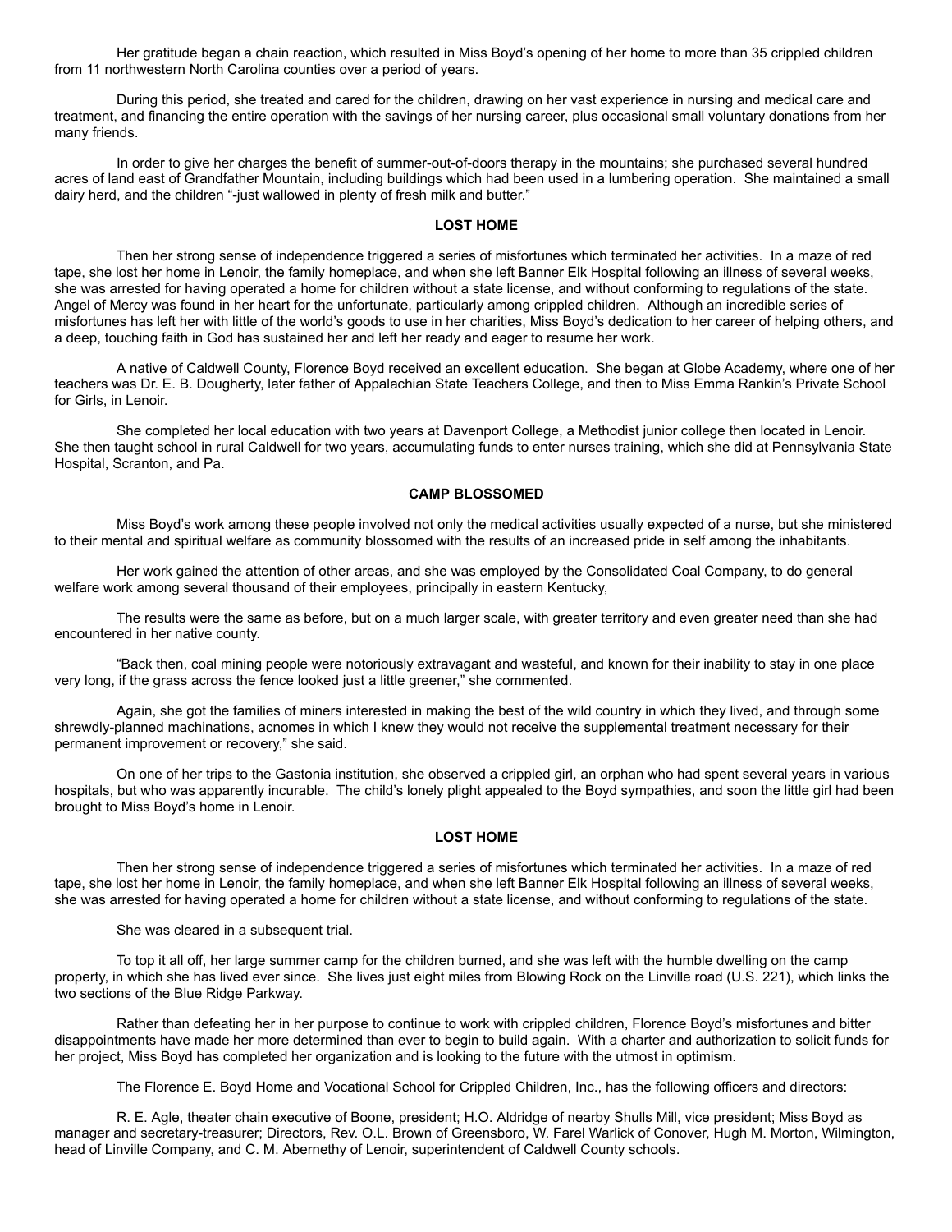Her gratitude began a chain reaction, which resulted in Miss Boyd's opening of her home to more than 35 crippled children from 11 northwestern North Carolina counties over a period of years.

During this period, she treated and cared for the children, drawing on her vast experience in nursing and medical care and treatment, and financing the entire operation with the savings of her nursing career, plus occasional small voluntary donations from her many friends.

In order to give her charges the benefit of summer-out-of-doors therapy in the mountains; she purchased several hundred acres of land east of Grandfather Mountain, including buildings which had been used in a lumbering operation. She maintained a small dairy herd, and the children "-just wallowed in plenty of fresh milk and butter."

**LOST HOME**

Then her strong sense of independence triggered a series of misfortunes which terminated her activities. In a maze of red tape, she lost her home in Lenoir, the family homeplace, and when she left Banner Elk Hospital following an illness of several weeks, she was arrested for having operated a home for children without a state license, and without conforming to regulations of the state. Angel of Mercy was found in her heart for the unfortunate, particularly among crippled children. Although an incredible series of misfortunes has left her with little of the world's goods to use in her charities, Miss Boyd's dedication to her career of helping others, and a deep, touching faith in God has sustained her and left her ready and eager to resume her work.

A native of Caldwell County, Florence Boyd received an excellent education. She began at Globe Academy, where one of her teachers was Dr. E. B. Dougherty, later father of Appalachian State Teachers College, and then to Miss Emma Rankin's Private School for Girls, in Lenoir.

She completed her local education with two years at Davenport College, a Methodist junior college then located in Lenoir. She then taught school in rural Caldwell for two years, accumulating funds to enter nurses training, which she did at Pennsylvania State Hospital, Scranton, and Pa.

**CAMP BLOSSOMED**

Miss Boyd's work among these people involved not only the medical activities usually expected of a nurse, but she ministered to their mental and spiritual welfare as community blossomed with the results of an increased pride in self among the inhabitants.

Her work gained the attention of other areas, and she was employed by the Consolidated Coal Company, to do general welfare work among several thousand of their employees, principally in eastern Kentucky,

The results were the same as before, but on a much larger scale, with greater territory and even greater need than she had encountered in her native county.

"Back then, coal mining people were notoriously extravagant and wasteful, and known for their inability to stay in one place very long, if the grass across the fence looked just a little greener," she commented.

Again, she got the families of miners interested in making the best of the wild country in which they lived, and through some shrewdly-planned machinations, acnomes in which I knew they would not receive the supplemental treatment necessary for their permanent improvement or recovery," she said.

On one of her trips to the Gastonia institution, she observed a crippled girl, an orphan who had spent several years in various hospitals, but who was apparently incurable. The child's lonely plight appealed to the Boyd sympathies, and soon the little girl had been brought to Miss Boyd's home in Lenoir.

**LOST HOME**

Then her strong sense of independence triggered a series of misfortunes which terminated her activities. In a maze of red tape, she lost her home in Lenoir, the family homeplace, and when she left Banner Elk Hospital following an illness of several weeks, she was arrested for having operated a home for children without a state license, and without conforming to regulations of the state.

She was cleared in a subsequent trial.

To top it all off, her large summer camp for the children burned, and she was left with the humble dwelling on the camp property, in which she has lived ever since. She lives just eight miles from Blowing Rock on the Linville road (U.S. 221), which links the two sections of the Blue Ridge Parkway.

Rather than defeating her in her purpose to continue to work with crippled children, Florence Boyd's misfortunes and bitter disappointments have made her more determined than ever to begin to build again. With a charter and authorization to solicit funds for her project, Miss Boyd has completed her organization and is looking to the future with the utmost in optimism.

The Florence E. Boyd Home and Vocational School for Crippled Children, Inc., has the following officers and directors:

R. E. Agle, theater chain executive of Boone, president; H.O. Aldridge of nearby Shulls Mill, vice president; Miss Boyd as manager and secretary-treasurer; Directors, Rev. O.L. Brown of Greensboro, W. Farel Warlick of Conover, Hugh M. Morton, Wilmington, head of Linville Company, and C. M. Abernethy of Lenoir, superintendent of Caldwell County schools.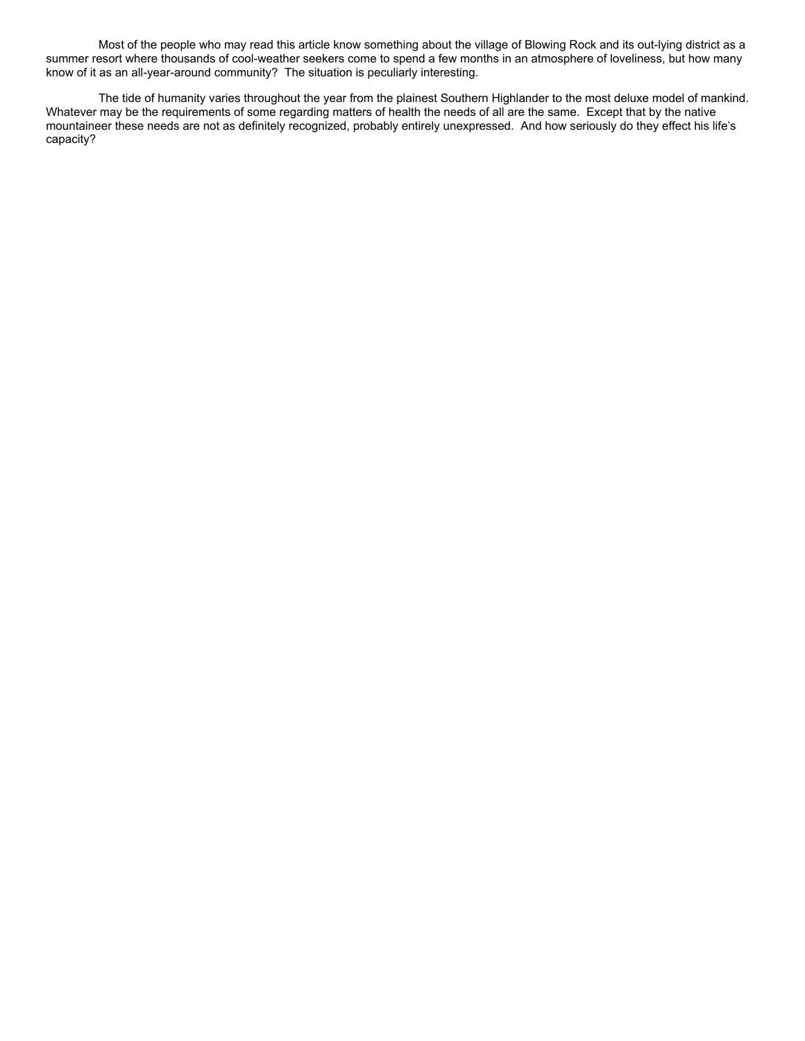Most of the people who may read this article know something about the village of Blowing Rock and its out-lying district as a summer resort where thousands of cool-weather seekers come to spend a few months in an atmosphere of loveliness, but how many know of it as an all-year-around community? The situation is peculiarly interesting.

The tide of humanity varies throughout the year from the plainest Southern Highlander to the most deluxe model of mankind. Whatever may be the requirements of some regarding matters of health the needs of all are the same. Except that by the native mountaineer these needs are not as definitely recognized, probably entirely unexpressed. And how seriously do they effect his life's capacity?